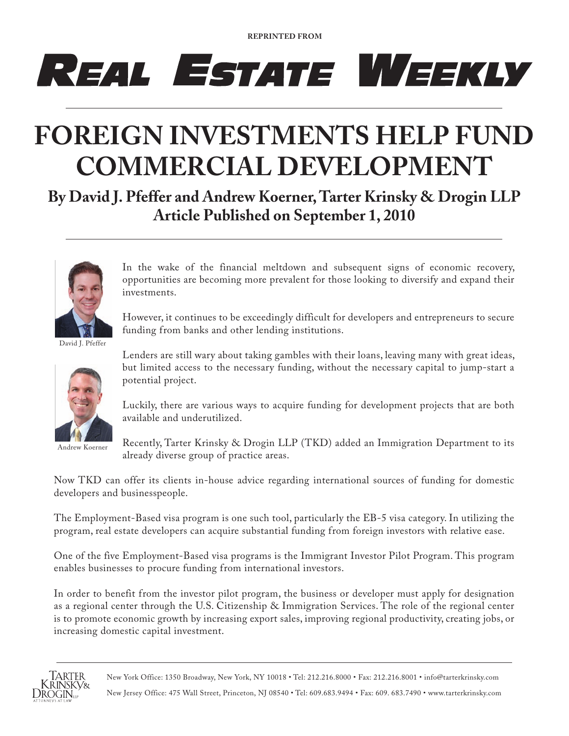REPRINTED FROM

# REAL ESTATE WEEKLY

# FOREIGN INVESTMENTS HELP FUND COMMERCIAL DEVELOPMENT

**By David J. Pfeffer and Andrew Koerner, Tarter Krinsky & Drogin LLP**
**Article Published on September 1, 2010**

David J. Pfeffer

Andrew Koerner

In the wake of the financial meltdown and subsequent signs of economic recovery, opportunities are becoming more prevalent for those looking to diversify and expand their investments.

However, it continues to be exceedingly difficult for developers and entrepreneurs to secure funding from banks and other lending institutions.

Lenders are still wary about taking gambles with their loans, leaving many with great ideas, but limited access to the necessary funding, without the necessary capital to jump-start a potential project.

Luckily, there are various ways to acquire funding for development projects that are both available and underutilized.

Recently, Tarter Krinsky & Drogin LLP (TKD) added an Immigration Department to its already diverse group of practice areas.

Now TKD can offer its clients in-house advice regarding international sources of funding for domestic developers and businesspeople.

The Employment-Based visa program is one such tool, particularly the EB-5 visa category. In utilizing the program, real estate developers can acquire substantial funding from foreign investors with relative ease.

One of the five Employment-Based visa programs is the Immigrant Investor Pilot Program. This program enables businesses to procure funding from international investors.

In order to benefit from the investor pilot program, the business or developer must apply for designation as a regional center through the U.S. Citizenship & Immigration Services. The role of the regional center is to promote economic growth by increasing export sales, improving regional productivity, creating jobs, or increasing domestic capital investment.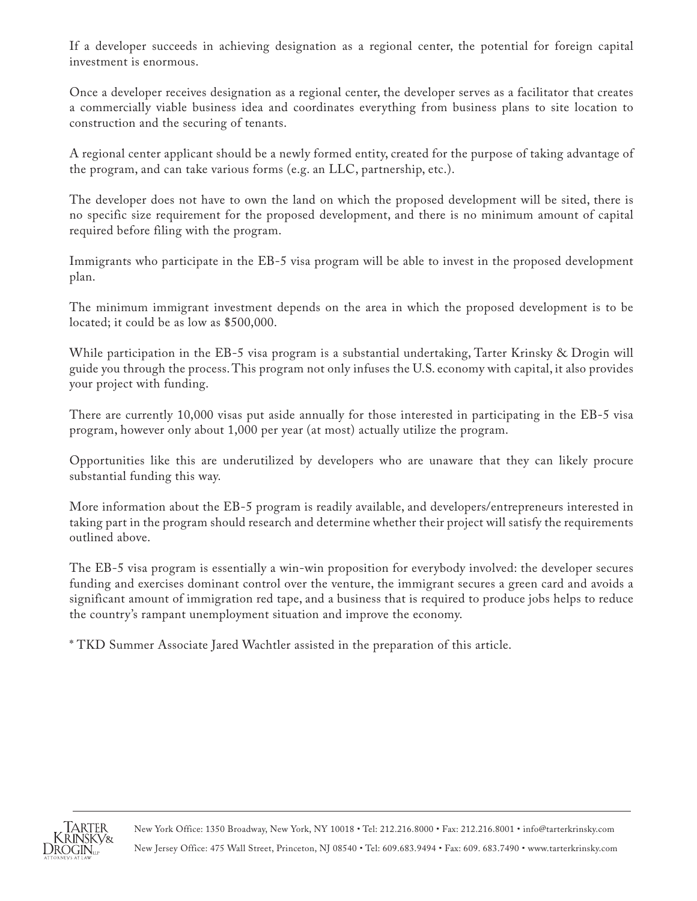If a developer succeeds in achieving designation as a regional center, the potential for foreign capital investment is enormous.

Once a developer receives designation as a regional center, the developer serves as a facilitator that creates a commercially viable business idea and coordinates everything from business plans to site location to construction and the securing of tenants.

A regional center applicant should be a newly formed entity, created for the purpose of taking advantage of the program, and can take various forms (e.g. an LLC, partnership, etc.).

The developer does not have to own the land on which the proposed development will be sited, there is no specific size requirement for the proposed development, and there is no minimum amount of capital required before filing with the program.

Immigrants who participate in the EB-5 visa program will be able to invest in the proposed development plan.

The minimum immigrant investment depends on the area in which the proposed development is to be located; it could be as low as $500,000.

While participation in the EB-5 visa program is a substantial undertaking, Tarter Krinsky & Drogin will guide you through the process. This program not only infuses the U.S. economy with capital, it also provides your project with funding.

There are currently 10,000 visas put aside annually for those interested in participating in the EB-5 visa program, however only about 1,000 per year (at most) actually utilize the program.

Opportunities like this are underutilized by developers who are unaware that they can likely procure substantial funding this way.

More information about the EB-5 program is readily available, and developers/entrepreneurs interested in taking part in the program should research and determine whether their project will satisfy the requirements outlined above.

The EB-5 visa program is essentially a win-win proposition for everybody involved: the developer secures funding and exercises dominant control over the venture, the immigrant secures a green card and avoids a significant amount of immigration red tape, and a business that is required to produce jobs helps to reduce the country's rampant unemployment situation and improve the economy.

* TKD Summer Associate Jared Wachtler assisted in the preparation of this article.

New York Office: 1350 Broadway, New York, NY 10018 • Tel: 212.216.8000 • Fax: 212.216.8001 • info@tarterkrinsky.com

New Jersey Office: 475 Wall Street, Princeton, NJ 08540 • Tel: 609.683.9494 • Fax: 609. 683.7490 • www.tarterkrinsky.com